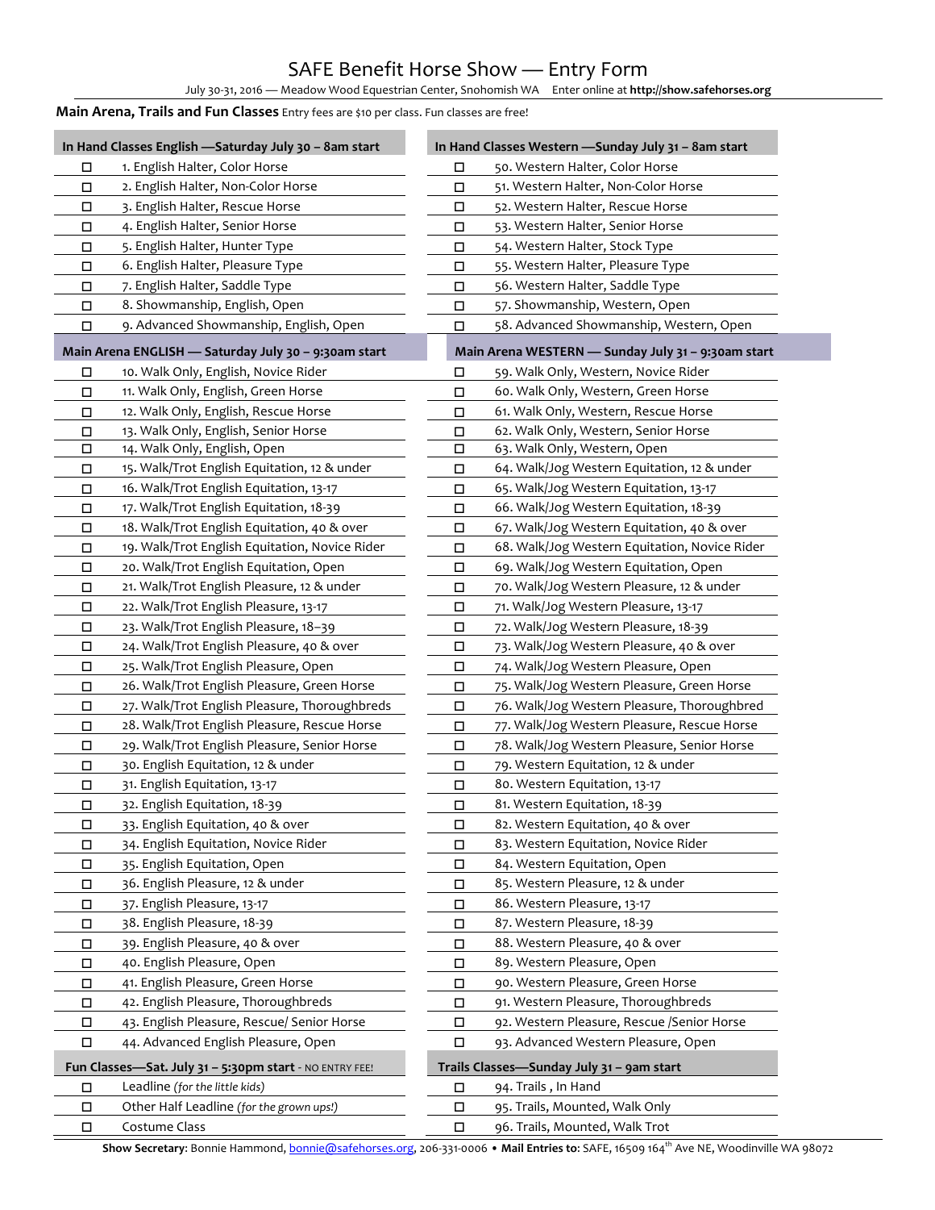# SAFE Benefit Horse Show — Entry Form

July 30-31, 2016 — Meadow Wood Equestrian Center, Snohomish WA     Enter online at **http://show.safehorses.org**

**Main Arena, Trails and Fun Classes** Entry fees are $10 per class. Fun classes are free!

| In Hand Classes English —Saturday July 30 – 8am start | | In Hand Classes Western —Sunday July 31 – 8am start | |
|---|---|---|---|
| ☐ | 1. English Halter, Color Horse | ☐ | 50. Western Halter, Color Horse |
| ☐ | 2. English Halter, Non-Color Horse | ☐ | 51. Western Halter, Non-Color Horse |
| ☐ | 3. English Halter, Rescue Horse | ☐ | 52. Western Halter, Rescue Horse |
| ☐ | 4. English Halter, Senior Horse | ☐ | 53. Western Halter, Senior Horse |
| ☐ | 5. English Halter, Hunter Type | ☐ | 54. Western Halter, Stock Type |
| ☐ | 6. English Halter, Pleasure Type | ☐ | 55. Western Halter, Pleasure Type |
| ☐ | 7. English Halter, Saddle Type | ☐ | 56. Western Halter, Saddle Type |
| ☐ | 8. Showmanship, English, Open | ☐ | 57. Showmanship, Western, Open |
| ☐ | 9. Advanced Showmanship, English, Open | ☐ | 58. Advanced Showmanship, Western, Open |
| **Main Arena ENGLISH — Saturday July 30 – 9:30am start** | | **Main Arena WESTERN — Sunday July 31 – 9:30am start** | |
| ☐ | 10. Walk Only, English, Novice Rider | ☐ | 59. Walk Only, Western, Novice Rider |
| ☐ | 11. Walk Only, English, Green Horse | ☐ | 60. Walk Only, Western, Green Horse |
| ☐ | 12. Walk Only, English, Rescue Horse | ☐ | 61. Walk Only, Western, Rescue Horse |
| ☐ | 13. Walk Only, English, Senior Horse | ☐ | 62. Walk Only, Western, Senior Horse |
| ☐ | 14. Walk Only, English, Open | ☐ | 63. Walk Only, Western, Open |
| ☐ | 15. Walk/Trot English Equitation, 12 & under | ☐ | 64. Walk/Jog Western Equitation, 12 & under |
| ☐ | 16. Walk/Trot English Equitation, 13-17 | ☐ | 65. Walk/Jog Western Equitation, 13-17 |
| ☐ | 17. Walk/Trot English Equitation, 18-39 | ☐ | 66. Walk/Jog Western Equitation, 18-39 |
| ☐ | 18. Walk/Trot English Equitation, 40 & over | ☐ | 67. Walk/Jog Western Equitation, 40 & over |
| ☐ | 19. Walk/Trot English Equitation, Novice Rider | ☐ | 68. Walk/Jog Western Equitation, Novice Rider |
| ☐ | 20. Walk/Trot English Equitation, Open | ☐ | 69. Walk/Jog Western Equitation, Open |
| ☐ | 21. Walk/Trot English Pleasure, 12 & under | ☐ | 70. Walk/Jog Western Pleasure, 12 & under |
| ☐ | 22. Walk/Trot English Pleasure, 13-17 | ☐ | 71. Walk/Jog Western Pleasure, 13-17 |
| ☐ | 23. Walk/Trot English Pleasure, 18–39 | ☐ | 72. Walk/Jog Western Pleasure, 18-39 |
| ☐ | 24. Walk/Trot English Pleasure, 40 & over | ☐ | 73. Walk/Jog Western Pleasure, 40 & over |
| ☐ | 25. Walk/Trot English Pleasure, Open | ☐ | 74. Walk/Jog Western Pleasure, Open |
| ☐ | 26. Walk/Trot English Pleasure, Green Horse | ☐ | 75. Walk/Jog Western Pleasure, Green Horse |
| ☐ | 27. Walk/Trot English Pleasure, Thoroughbreds | ☐ | 76. Walk/Jog Western Pleasure, Thoroughbred |
| ☐ | 28. Walk/Trot English Pleasure, Rescue Horse | ☐ | 77. Walk/Jog Western Pleasure, Rescue Horse |
| ☐ | 29. Walk/Trot English Pleasure, Senior Horse | ☐ | 78. Walk/Jog Western Pleasure, Senior Horse |
| ☐ | 30. English Equitation, 12 & under | ☐ | 79. Western Equitation, 12 & under |
| ☐ | 31. English Equitation, 13-17 | ☐ | 80. Western Equitation, 13-17 |
| ☐ | 32. English Equitation, 18-39 | ☐ | 81. Western Equitation, 18-39 |
| ☐ | 33. English Equitation, 40 & over | ☐ | 82. Western Equitation, 40 & over |
| ☐ | 34. English Equitation, Novice Rider | ☐ | 83. Western Equitation, Novice Rider |
| ☐ | 35. English Equitation, Open | ☐ | 84. Western Equitation, Open |
| ☐ | 36. English Pleasure, 12 & under | ☐ | 85. Western Pleasure, 12 & under |
| ☐ | 37. English Pleasure, 13-17 | ☐ | 86. Western Pleasure, 13-17 |
| ☐ | 38. English Pleasure, 18-39 | ☐ | 87. Western Pleasure, 18-39 |
| ☐ | 39. English Pleasure, 40 & over | ☐ | 88. Western Pleasure, 40 & over |
| ☐ | 40. English Pleasure, Open | ☐ | 89. Western Pleasure, Open |
| ☐ | 41. English Pleasure, Green Horse | ☐ | 90. Western Pleasure, Green Horse |
| ☐ | 42. English Pleasure, Thoroughbreds | ☐ | 91. Western Pleasure, Thoroughbreds |
| ☐ | 43. English Pleasure, Rescue/ Senior Horse | ☐ | 92. Western Pleasure, Rescue /Senior Horse |
| ☐ | 44. Advanced English Pleasure, Open | ☐ | 93. Advanced Western Pleasure, Open |
| **Fun Classes—Sat. July 31 – 5:30pm start** - NO ENTRY FEE! | | **Trails Classes—Sunday July 31 – 9am start** | |
| ☐ | Leadline *(for the little kids)* | ☐ | 94. Trails , In Hand |
| ☐ | Other Half Leadline *(for the grown ups!)* | ☐ | 95. Trails, Mounted, Walk Only |
| ☐ | Costume Class | ☐ | 96. Trails, Mounted, Walk Trot |

**Show Secretary**: Bonnie Hammond, bonnie@safehorses.org, 206-331-0006 • **Mail Entries to**: SAFE, 16509 164th Ave NE, Woodinville WA 98072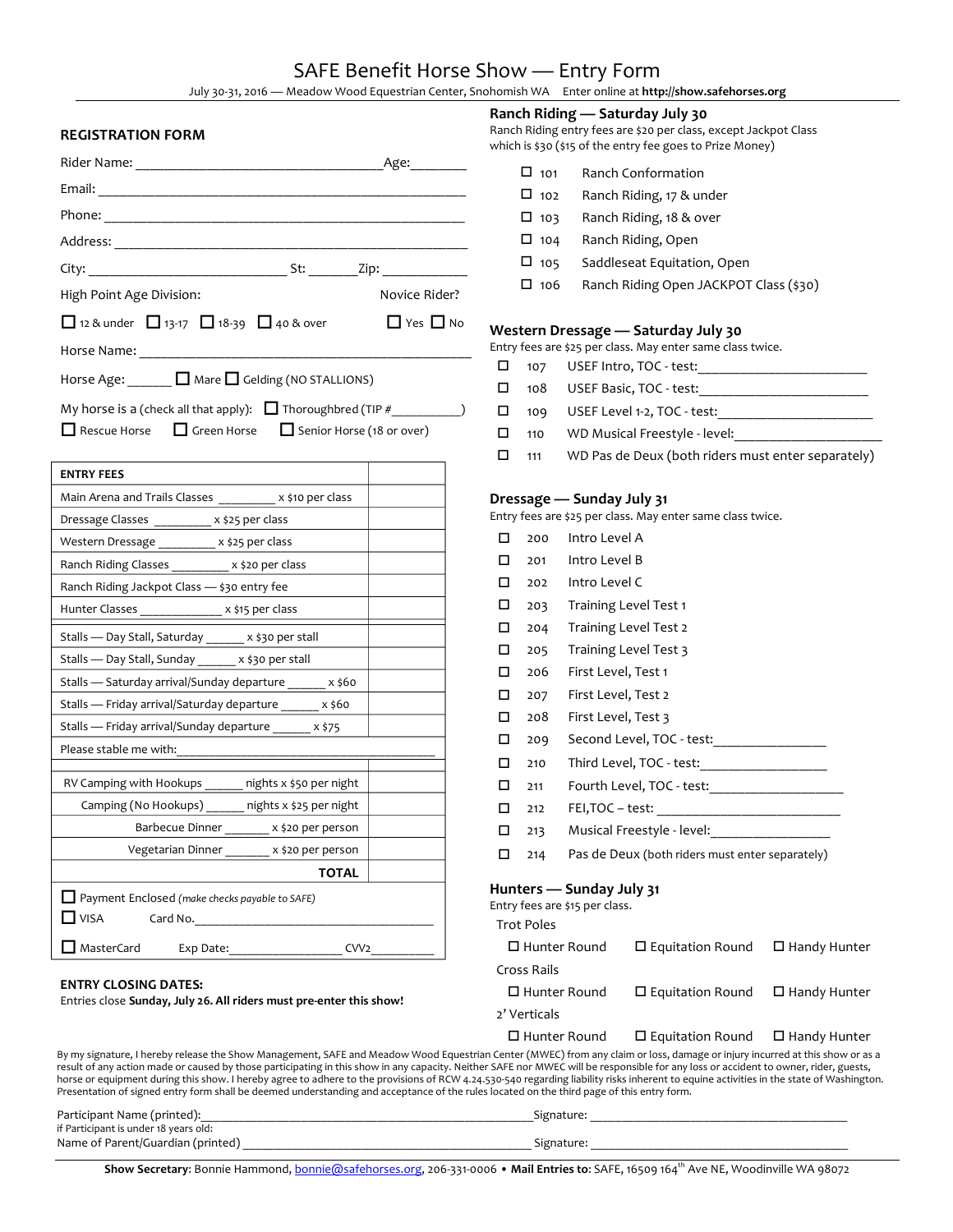# SAFE Benefit Horse Show — Entry Form

July 30-31, 2016 — Meadow Wood Equestrian Center, Snohomish WA   Enter online at **http://show.safehorses.org**

## REGISTRATION FORM

Rider Name: ___________________________________ Age:________

Email: ___________________________________________________

Phone: ___________________________________________________

Address: _________________________________________________

City: ___________________________ St: _______ Zip: ____________

High Point Age Division:    Novice Rider?

☐ 12 & under  ☐ 13-17  ☐ 18-39  ☐ 40 & over    ☐ Yes ☐ No

Horse Name: ______________________________________________

Horse Age: ______ ☐ Mare ☐ Gelding (NO STALLIONS)

My horse is a (check all that apply): ☐ Thoroughbred (TIP #__________)

☐ Rescue Horse  ☐ Green Horse  ☐ Senior Horse (18 or over)

| ENTRY FEES | |
|---|---|
| Main Arena and Trails Classes _________ x $10 per class | |
| Dressage Classes _________ x $25 per class | |
| Western Dressage _________ x $25 per class | |
| Ranch Riding Classes _________ x $20 per class | |
| Ranch Riding Jackpot Class — $30 entry fee | |
| Hunter Classes _____________ x $15 per class | |
| Stalls — Day Stall, Saturday ______ x $30 per stall | |
| Stalls — Day Stall, Sunday ______ x $30 per stall | |
| Stalls — Saturday arrival/Sunday departure ______ x $60 | |
| Stalls — Friday arrival/Saturday departure ______ x $60 | |
| Stalls — Friday arrival/Sunday departure ______ x $75 | |
| Please stable me with:_______________________________________ | |
| | |
| RV Camping with Hookups ______ nights x $50 per night | |
| Camping (No Hookups) ______ nights x $25 per night | |
| Barbecue Dinner _______ x $20 per person | |
| Vegetarian Dinner _______ x $20 per person | |
| **TOTAL** | |

☐ Payment Enclosed *(make checks payable to SAFE)*

☐ VISA    Card No.____________________________________

☐ MasterCard    Exp Date:________________ CVV2__________

**ENTRY CLOSING DATES:**

Entries close **Sunday, July 26. All riders must pre-enter this show!**

## Ranch Riding — Saturday July 30

Ranch Riding entry fees are $20 per class, except Jackpot Class which is $30 ($15 of the entry fee goes to Prize Money)

- ☐ 101 Ranch Conformation
- ☐ 102 Ranch Riding, 17 & under
- ☐ 103 Ranch Riding, 18 & over
- ☐ 104 Ranch Riding, Open
- ☐ 105 Saddleseat Equitation, Open
- ☐ 106 Ranch Riding Open JACKPOT Class ($30)

## Western Dressage — Saturday July 30

Entry fees are $25 per class. May enter same class twice.

- ☐ 107 USEF Intro, TOC - test:______________________
- ☐ 108 USEF Basic, TOC - test:______________________
- ☐ 109 USEF Level 1-2, TOC - test:___________________
- ☐ 110 WD Musical Freestyle - level:___________________
- ☐ 111 WD Pas de Deux (both riders must enter separately)

## Dressage — Sunday July 31

Entry fees are $25 per class. May enter same class twice.

- ☐ 200 Intro Level A
- ☐ 201 Intro Level B
- ☐ 202 Intro Level C
- ☐ 203 Training Level Test 1
- ☐ 204 Training Level Test 2
- ☐ 205 Training Level Test 3
- ☐ 206 First Level, Test 1
- ☐ 207 First Level, Test 2
- ☐ 208 First Level, Test 3
- ☐ 209 Second Level, TOC - test:_______________
- ☐ 210 Third Level, TOC - test:________________
- ☐ 211 Fourth Level, TOC - test:_________________
- ☐ 212 FEI,TOC – test: ________________________
- ☐ 213 Musical Freestyle - level:________________
- ☐ 214 Pas de Deux (both riders must enter separately)

## Hunters — Sunday July 31

Entry fees are $15 per class.

Trot Poles

☐ Hunter Round  ☐ Equitation Round  ☐ Handy Hunter

Cross Rails

☐ Hunter Round  ☐ Equitation Round  ☐ Handy Hunter

2' Verticals

☐ Hunter Round  ☐ Equitation Round  ☐ Handy Hunter

By my signature, I hereby release the Show Management, SAFE and Meadow Wood Equestrian Center (MWEC) from any claim or loss, damage or injury incurred at this show or as a result of any action made or caused by those participating in this show in any capacity. Neither SAFE nor MWEC will be responsible for any loss or accident to owner, rider, guests, horse or equipment during this show. I hereby agree to adhere to the provisions of RCW 4.24.530-540 regarding liability risks inherent to equine activities in the state of Washington. Presentation of signed entry form shall be deemed understanding and acceptance of the rules located on the third page of this entry form.

Participant Name (printed):_____________________________________ Signature: _____________________________

if Participant is under 18 years old:

Name of Parent/Guardian (printed) ______________________________ Signature: _____________________________

**Show Secretary**: Bonnie Hammond, bonnie@safehorses.org, 206-331-0006 • **Mail Entries to**: SAFE, 16509 164th Ave NE, Woodinville WA 98072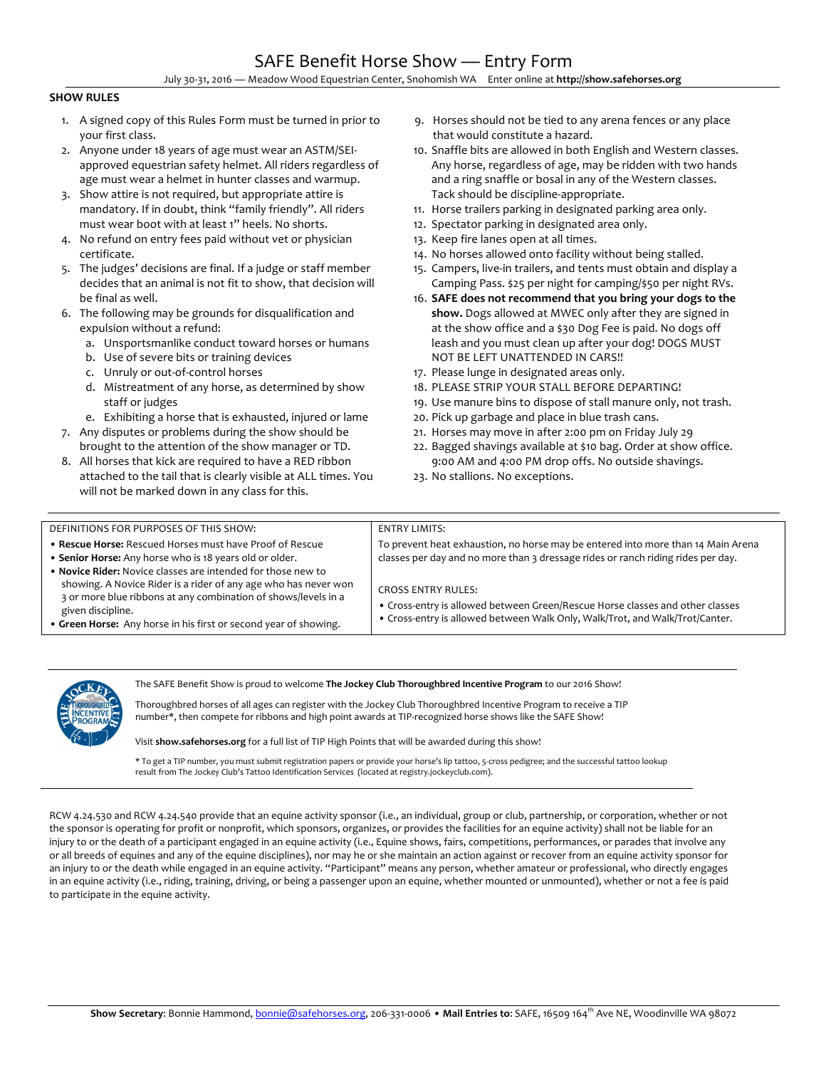# SAFE Benefit Horse Show — Entry Form

July 30-31, 2016 — Meadow Wood Equestrian Center, Snohomish WA Enter online at **http://show.safehorses.org**

## SHOW RULES

1. A signed copy of this Rules Form must be turned in prior to your first class.
2. Anyone under 18 years of age must wear an ASTM/SEI-approved equestrian safety helmet. All riders regardless of age must wear a helmet in hunter classes and warmup.
3. Show attire is not required, but appropriate attire is mandatory. If in doubt, think "family friendly". All riders must wear boot with at least 1" heels. No shorts.
4. No refund on entry fees paid without vet or physician certificate.
5. The judges' decisions are final. If a judge or staff member decides that an animal is not fit to show, that decision will be final as well.
6. The following may be grounds for disqualification and expulsion without a refund:
   a. Unsportsmanlike conduct toward horses or humans
   b. Use of severe bits or training devices
   c. Unruly or out-of-control horses
   d. Mistreatment of any horse, as determined by show staff or judges
   e. Exhibiting a horse that is exhausted, injured or lame
7. Any disputes or problems during the show should be brought to the attention of the show manager or TD.
8. All horses that kick are required to have a RED ribbon attached to the tail that is clearly visible at ALL times. You will not be marked down in any class for this.
9. Horses should not be tied to any arena fences or any place that would constitute a hazard.
10. Snaffle bits are allowed in both English and Western classes. Any horse, regardless of age, may be ridden with two hands and a ring snaffle or bosal in any of the Western classes. Tack should be discipline-appropriate.
11. Horse trailers parking in designated parking area only.
12. Spectator parking in designated area only.
13. Keep fire lanes open at all times.
14. No horses allowed onto facility without being stalled.
15. Campers, live-in trailers, and tents must obtain and display a Camping Pass. $25 per night for camping/$50 per night RVs.
16. **SAFE does not recommend that you bring your dogs to the show.** Dogs allowed at MWEC only after they are signed in at the show office and a $30 Dog Fee is paid. No dogs off leash and you must clean up after your dog! DOGS MUST NOT BE LEFT UNATTENDED IN CARS!!
17. Please lunge in designated areas only.
18. PLEASE STRIP YOUR STALL BEFORE DEPARTING!
19. Use manure bins to dispose of stall manure only, not trash.
20. Pick up garbage and place in blue trash cans.
21. Horses may move in after 2:00 pm on Friday July 29
22. Bagged shavings available at $10 bag. Order at show office. 9:00 AM and 4:00 PM drop offs. No outside shavings.
23. No stallions. No exceptions.

| DEFINITIONS FOR PURPOSES OF THIS SHOW: | ENTRY LIMITS: |
|---|---|
| • **Rescue Horse:** Rescued Horses must have Proof of Rescue<br>• **Senior Horse:** Any horse who is 18 years old or older.<br>• **Novice Rider:** Novice classes are intended for those new to showing. A Novice Rider is a rider of any age who has never won 3 or more blue ribbons at any combination of shows/levels in a given discipline.<br>• **Green Horse:** Any horse in his first or second year of showing. | To prevent heat exhaustion, no horse may be entered into more than 14 Main Arena classes per day and no more than 3 dressage rides or ranch riding rides per day.<br><br>CROSS ENTRY RULES:<br>• Cross-entry is allowed between Green/Rescue Horse classes and other classes<br>• Cross-entry is allowed between Walk Only, Walk/Trot, and Walk/Trot/Canter. |

The SAFE Benefit Show is proud to welcome **The Jockey Club Thoroughbred Incentive Program** to our 2016 Show!

Thoroughbred horses of all ages can register with the Jockey Club Thoroughbred Incentive Program to receive a TIP number*, then compete for ribbons and high point awards at TIP-recognized horse shows like the SAFE Show!

Visit **show.safehorses.org** for a full list of TIP High Points that will be awarded during this show!

\* To get a TIP number, you must submit registration papers or provide your horse's lip tattoo, 5-cross pedigree; and the successful tattoo lookup result from The Jockey Club's Tattoo Identification Services (located at registry.jockeyclub.com).

RCW 4.24.530 and RCW 4.24.540 provide that an equine activity sponsor (i.e., an individual, group or club, partnership, or corporation, whether or not the sponsor is operating for profit or nonprofit, which sponsors, organizes, or provides the facilities for an equine activity) shall not be liable for an injury to or the death of a participant engaged in an equine activity (i.e., Equine shows, fairs, competitions, performances, or parades that involve any or all breeds of equines and any of the equine disciplines), nor may he or she maintain an action against or recover from an equine activity sponsor for an injury to or the death while engaged in an equine activity. "Participant" means any person, whether amateur or professional, who directly engages in an equine activity (i.e., riding, training, driving, or being a passenger upon an equine, whether mounted or unmounted), whether or not a fee is paid to participate in the equine activity.

**Show Secretary**: Bonnie Hammond, bonnie@safehorses.org, 206-331-0006 • **Mail Entries to**: SAFE, 16509 164th Ave NE, Woodinville WA 98072